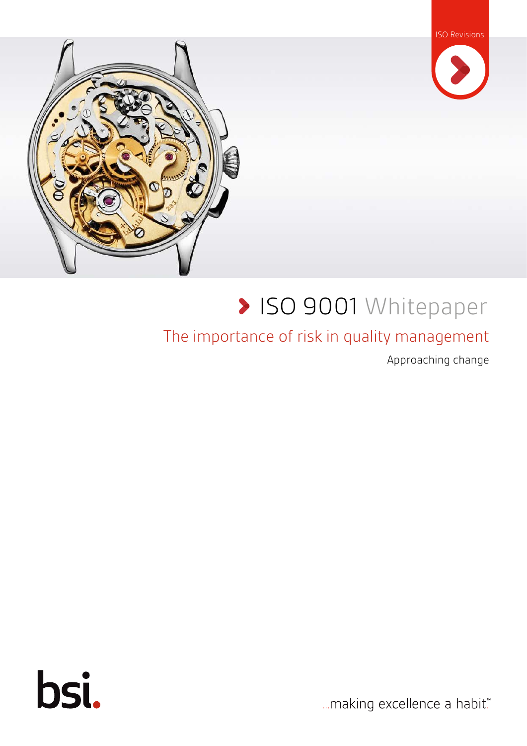ISO Revisions

# ISO 9001 Whitepaper

## The importance of risk in quality management

Approaching change

bsi.

...making excellence a habit.™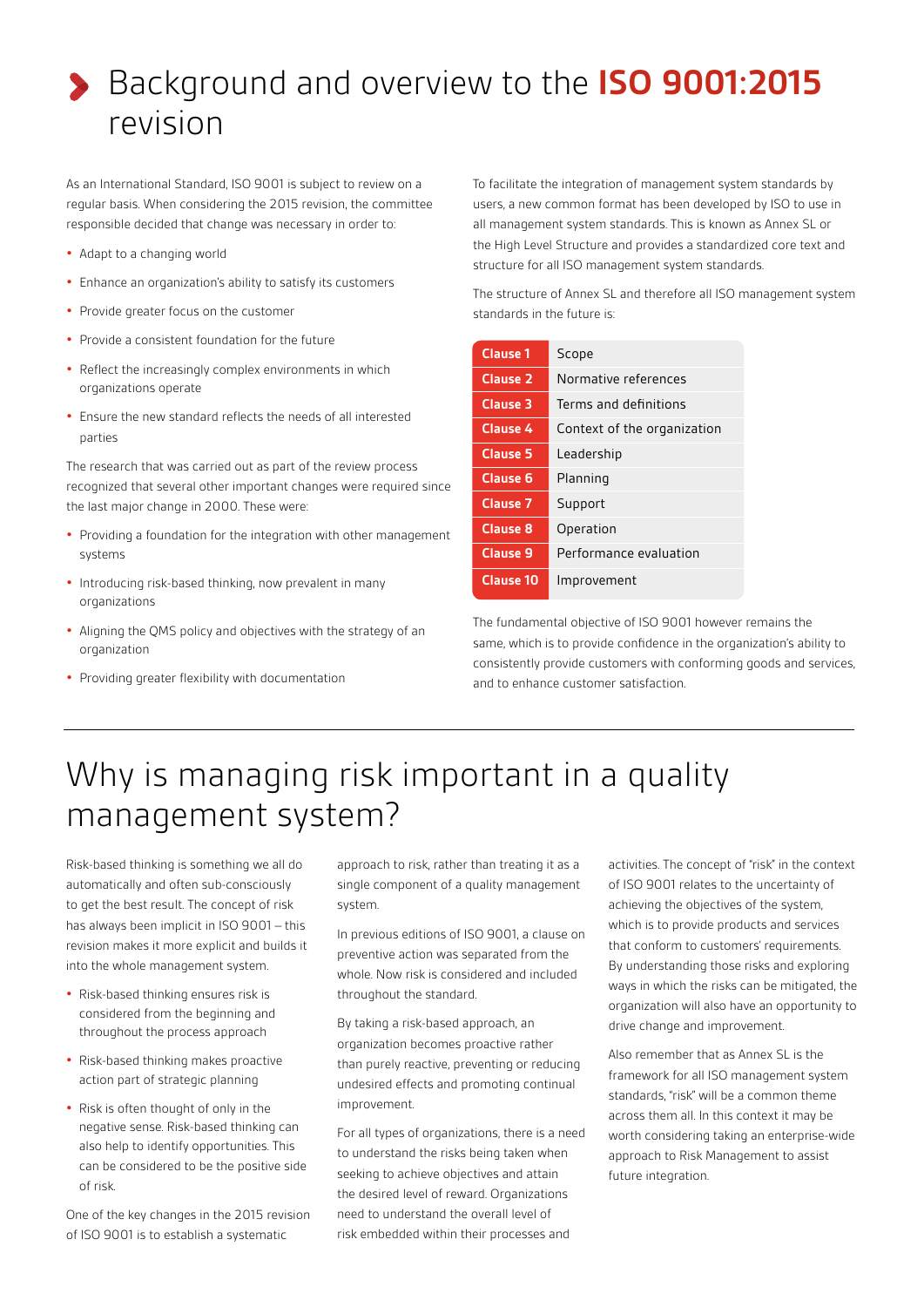# Background and overview to the **ISO 9001:2015** revision

As an International Standard, ISO 9001 is subject to review on a regular basis. When considering the 2015 revision, the committee responsible decided that change was necessary in order to:

- Adapt to a changing world
- Enhance an organization's ability to satisfy its customers
- Provide greater focus on the customer
- Provide a consistent foundation for the future
- Reflect the increasingly complex environments in which organizations operate
- Ensure the new standard reflects the needs of all interested parties

The research that was carried out as part of the review process recognized that several other important changes were required since the last major change in 2000. These were:

- Providing a foundation for the integration with other management systems
- Introducing risk-based thinking, now prevalent in many organizations
- Aligning the QMS policy and objectives with the strategy of an organization
- Providing greater flexibility with documentation

To facilitate the integration of management system standards by users, a new common format has been developed by ISO to use in all management system standards. This is known as Annex SL or the High Level Structure and provides a standardized core text and structure for all ISO management system standards.

The structure of Annex SL and therefore all ISO management system standards in the future is:

| Clause | Title |
|---|---|
| **Clause 1** | Scope |
| **Clause 2** | Normative references |
| **Clause 3** | Terms and definitions |
| **Clause 4** | Context of the organization |
| **Clause 5** | Leadership |
| **Clause 6** | Planning |
| **Clause 7** | Support |
| **Clause 8** | Operation |
| **Clause 9** | Performance evaluation |
| **Clause 10** | Improvement |

The fundamental objective of ISO 9001 however remains the same, which is to provide confidence in the organization's ability to consistently provide customers with conforming goods and services, and to enhance customer satisfaction.

# Why is managing risk important in a quality management system?

Risk-based thinking is something we all do automatically and often sub-consciously to get the best result. The concept of risk has always been implicit in ISO 9001 – this revision makes it more explicit and builds it into the whole management system.

- Risk-based thinking ensures risk is considered from the beginning and throughout the process approach
- Risk-based thinking makes proactive action part of strategic planning
- Risk is often thought of only in the negative sense. Risk-based thinking can also help to identify opportunities. This can be considered to be the positive side of risk.

One of the key changes in the 2015 revision of ISO 9001 is to establish a systematic approach to risk, rather than treating it as a single component of a quality management system.

In previous editions of ISO 9001, a clause on preventive action was separated from the whole. Now risk is considered and included throughout the standard.

By taking a risk-based approach, an organization becomes proactive rather than purely reactive, preventing or reducing undesired effects and promoting continual improvement.

For all types of organizations, there is a need to understand the risks being taken when seeking to achieve objectives and attain the desired level of reward. Organizations need to understand the overall level of risk embedded within their processes and activities. The concept of "risk" in the context of ISO 9001 relates to the uncertainty of achieving the objectives of the system, which is to provide products and services that conform to customers' requirements. By understanding those risks and exploring ways in which the risks can be mitigated, the organization will also have an opportunity to drive change and improvement.

Also remember that as Annex SL is the framework for all ISO management system standards, "risk" will be a common theme across them all. In this context it may be worth considering taking an enterprise-wide approach to Risk Management to assist future integration.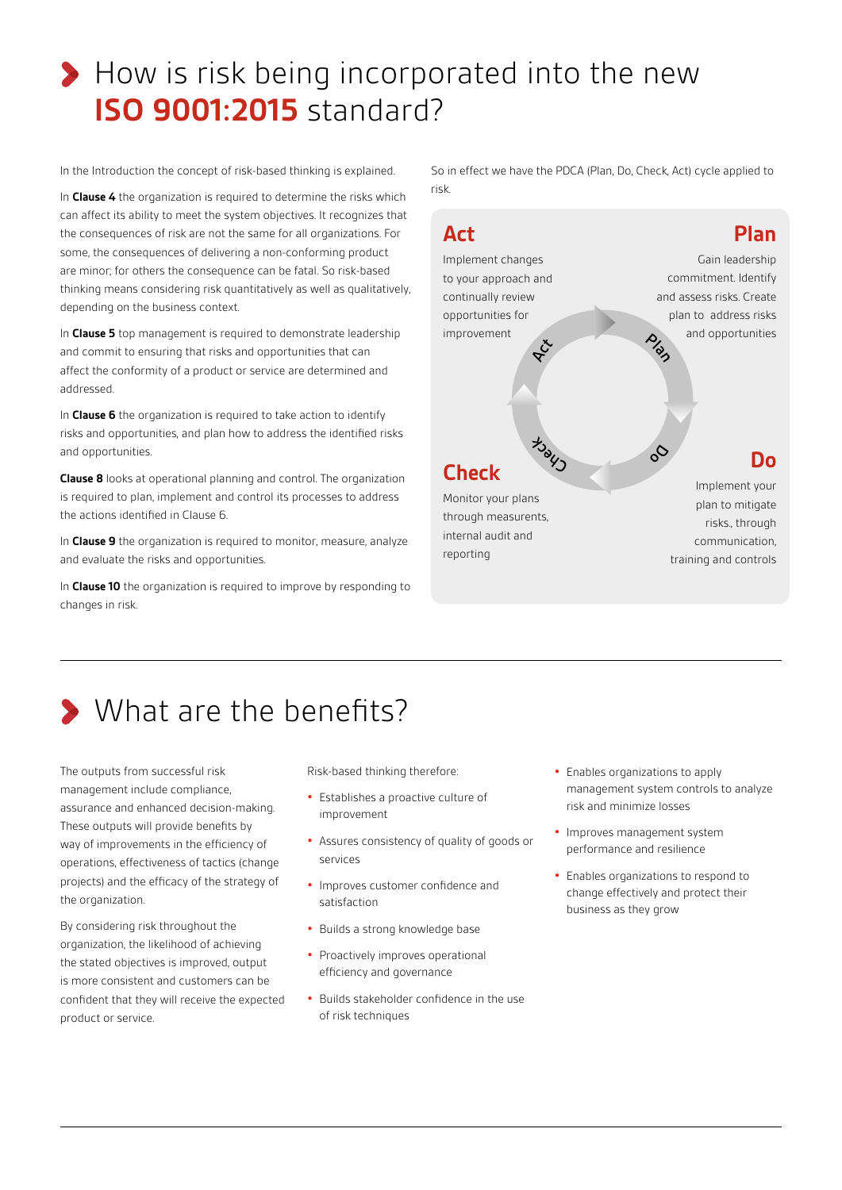# How is risk being incorporated into the new **ISO 9001:2015** standard?

In the Introduction the concept of risk-based thinking is explained.

In **Clause 4** the organization is required to determine the risks which can affect its ability to meet the system objectives. It recognizes that the consequences of risk are not the same for all organizations. For some, the consequences of delivering a non-conforming product are minor; for others the consequence can be fatal. So risk-based thinking means considering risk quantitatively as well as qualitatively, depending on the business context.

In **Clause 5** top management is required to demonstrate leadership and commit to ensuring that risks and opportunities that can affect the conformity of a product or service are determined and addressed.

In **Clause 6** the organization is required to take action to identify risks and opportunities, and plan how to address the identified risks and opportunities.

**Clause 8** looks at operational planning and control. The organization is required to plan, implement and control its processes to address the actions identified in Clause 6.

In **Clause 9** the organization is required to monitor, measure, analyze and evaluate the risks and opportunities.

In **Clause 10** the organization is required to improve by responding to changes in risk.

So in effect we have the PDCA (Plan, Do, Check, Act) cycle applied to risk.

**Act**

Implement changes to your approach and continually review opportunities for improvement

**Plan**

Gain leadership commitment. Identify and assess risks. Create plan to address risks and opportunities

**Check**

Monitor your plans through measurents, internal audit and reporting

**Do**

Implement your plan to mitigate risks., through communication, training and controls

# What are the benefits?

The outputs from successful risk management include compliance, assurance and enhanced decision-making. These outputs will provide benefits by way of improvements in the efficiency of operations, effectiveness of tactics (change projects) and the efficacy of the strategy of the organization.

By considering risk throughout the organization, the likelihood of achieving the stated objectives is improved, output is more consistent and customers can be confident that they will receive the expected product or service.

Risk-based thinking therefore:

- Establishes a proactive culture of improvement
- Assures consistency of quality of goods or services
- Improves customer confidence and satisfaction
- Builds a strong knowledge base
- Proactively improves operational efficiency and governance
- Builds stakeholder confidence in the use of risk techniques
- Enables organizations to apply management system controls to analyze risk and minimize losses
- Improves management system performance and resilience
- Enables organizations to respond to change effectively and protect their business as they grow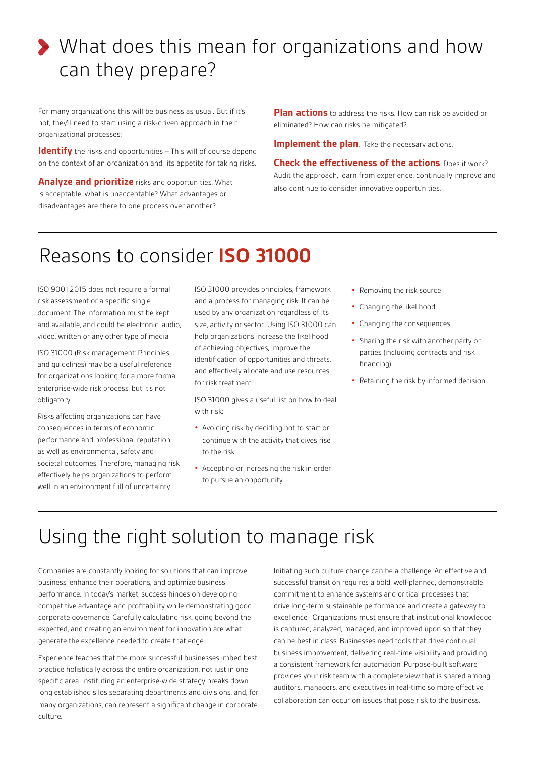# What does this mean for organizations and how can they prepare?

For many organizations this will be business as usual. But if it's not, they'll need to start using a risk-driven approach in their organizational processes:

**Identify** the risks and opportunities – This will of course depend on the context of an organization and its appetite for taking risks.

**Analyze and prioritize** risks and opportunities. What is acceptable, what is unacceptable? What advantages or disadvantages are there to one process over another?

**Plan actions** to address the risks. How can risk be avoided or eliminated? How can risks be mitigated?

**Implement the plan**. Take the necessary actions.

**Check the effectiveness of the actions**. Does it work? Audit the approach, learn from experience, continually improve and also continue to consider innovative opportunities.

# Reasons to consider **ISO 31000**

ISO 9001:2015 does not require a formal risk assessment or a specific single document. The information must be kept and available, and could be electronic, audio, video, written or any other type of media.

ISO 31000 (Risk management: Principles and guidelines) may be a useful reference for organizations looking for a more formal enterprise-wide risk process, but it's not obligatory.

Risks affecting organizations can have consequences in terms of economic performance and professional reputation, as well as environmental, safety and societal outcomes. Therefore, managing risk effectively helps organizations to perform well in an environment full of uncertainty.

ISO 31000 provides principles, framework and a process for managing risk. It can be used by any organization regardless of its size, activity or sector. Using ISO 31000 can help organizations increase the likelihood of achieving objectives, improve the identification of opportunities and threats, and effectively allocate and use resources for risk treatment.

ISO 31000 gives a useful list on how to deal with risk:

- Avoiding risk by deciding not to start or continue with the activity that gives rise to the risk
- Accepting or increasing the risk in order to pursue an opportunity
- Removing the risk source
- Changing the likelihood
- Changing the consequences
- Sharing the risk with another party or parties (including contracts and risk financing)
- Retaining the risk by informed decision

# Using the right solution to manage risk

Companies are constantly looking for solutions that can improve business, enhance their operations, and optimize business performance. In today's market, success hinges on developing competitive advantage and profitability while demonstrating good corporate governance. Carefully calculating risk, going beyond the expected, and creating an environment for innovation are what generate the excellence needed to create that edge.

Experience teaches that the more successful businesses imbed best practice holistically across the entire organization, not just in one specific area. Instituting an enterprise-wide strategy breaks down long established silos separating departments and divisions, and, for many organizations, can represent a significant change in corporate culture.

Initiating such culture change can be a challenge. An effective and successful transition requires a bold, well-planned, demonstrable commitment to enhance systems and critical processes that drive long-term sustainable performance and create a gateway to excellence. Organizations must ensure that institutional knowledge is captured, analyzed, managed, and improved upon so that they can be best in class. Businesses need tools that drive continual business improvement, delivering real-time visibility and providing a consistent framework for automation. Purpose-built software provides your risk team with a complete view that is shared among auditors, managers, and executives in real-time so more effective collaboration can occur on issues that pose risk to the business.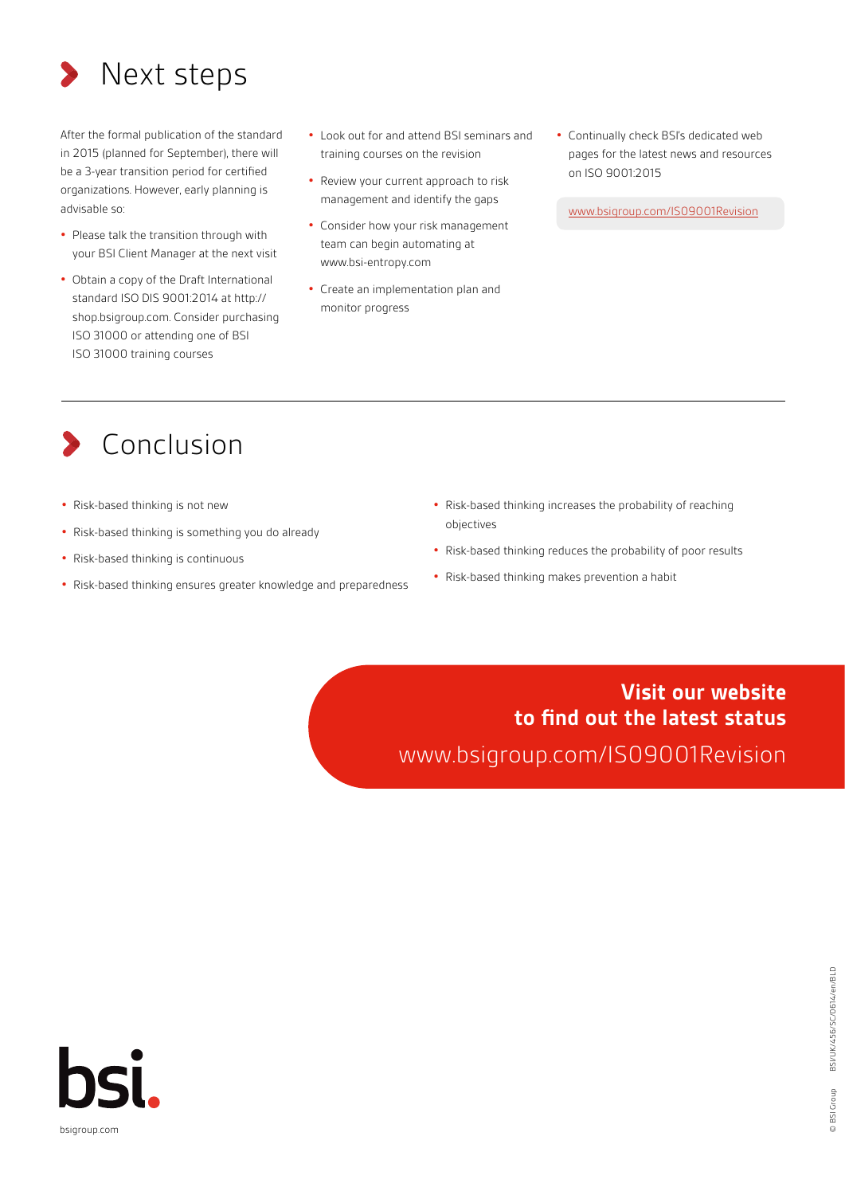# Next steps

After the formal publication of the standard in 2015 (planned for September), there will be a 3-year transition period for certified organizations. However, early planning is advisable so:

- Please talk the transition through with your BSI Client Manager at the next visit
- Obtain a copy of the Draft International standard ISO DIS 9001:2014 at http://shop.bsigroup.com. Consider purchasing ISO 31000 or attending one of BSI ISO 31000 training courses
- Look out for and attend BSI seminars and training courses on the revision
- Review your current approach to risk management and identify the gaps
- Consider how your risk management team can begin automating at www.bsi-entropy.com
- Create an implementation plan and monitor progress
- Continually check BSI's dedicated web pages for the latest news and resources on ISO 9001:2015

www.bsigroup.com/ISO9001Revision

# Conclusion

- Risk-based thinking is not new
- Risk-based thinking is something you do already
- Risk-based thinking is continuous
- Risk-based thinking ensures greater knowledge and preparedness
- Risk-based thinking increases the probability of reaching objectives
- Risk-based thinking reduces the probability of poor results
- Risk-based thinking makes prevention a habit

**Visit our website to find out the latest status**

www.bsigroup.com/ISO9001Revision

bsigroup.com

© BSI Group BSI/UK/456/SC/0614/en/BLD